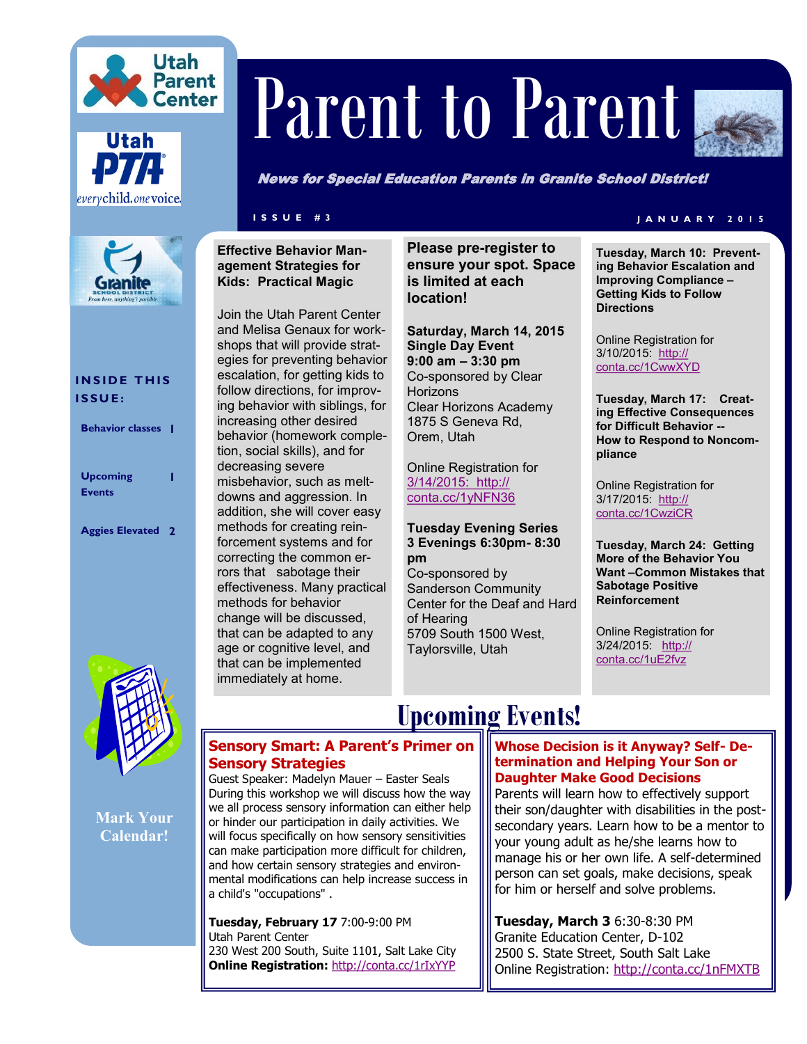# Parent to Parent

***News for Special Education Parents in Granite School District!***

ISSUE #3 — JANUARY 2015

**INSIDE THIS ISSUE:**

- Behavior classes 1
- Upcoming Events 1
- Aggies Elevated 2

**Mark Your Calendar!**

## Effective Behavior Management Strategies for Kids: Practical Magic

Join the Utah Parent Center and Melisa Genaux for workshops that will provide strategies for preventing behavior escalation, for getting kids to follow directions, for improving behavior with siblings, for increasing other desired behavior (homework completion, social skills), and for decreasing severe misbehavior, such as meltdowns and aggression. In addition, she will cover easy methods for creating reinforcement systems and for correcting the common errors that sabotage their effectiveness. Many practical methods for behavior change will be discussed, that can be adapted to any age or cognitive level, and that can be implemented immediately at home.

**Please pre-register to ensure your spot. Space is limited at each location!**

**Saturday, March 14, 2015**
**Single Day Event**
**9:00 am – 3:30 pm**
Co-sponsored by Clear Horizons
Clear Horizons Academy
1875 S Geneva Rd,
Orem, Utah

Online Registration for 3/14/2015: http://conta.cc/1yNFN36

**Tuesday Evening Series**
**3 Evenings 6:30pm- 8:30 pm**
Co-sponsored by Sanderson Community Center for the Deaf and Hard of Hearing
5709 South 1500 West,
Taylorsville, Utah

**Tuesday, March 10: Preventing Behavior Escalation and Improving Compliance – Getting Kids to Follow Directions**

Online Registration for 3/10/2015: http://conta.cc/1CwwXYD

**Tuesday, March 17: Creating Effective Consequences for Difficult Behavior -- How to Respond to Noncompliance**

Online Registration for 3/17/2015: http://conta.cc/1CwziCR

**Tuesday, March 24: Getting More of the Behavior You Want –Common Mistakes that Sabotage Positive Reinforcement**

Online Registration for 3/24/2015: http://conta.cc/1uE2fvz

## Upcoming Events!

### Sensory Smart: A Parent's Primer on Sensory Strategies

Guest Speaker: Madelyn Mauer – Easter Seals

During this workshop we will discuss how the way we all process sensory information can either help or hinder our participation in daily activities. We will focus specifically on how sensory sensitivities can make participation more difficult for children, and how certain sensory strategies and environmental modifications can help increase success in a child's "occupations" .

**Tuesday, February 17** 7:00-9:00 PM
Utah Parent Center
230 West 200 South, Suite 1101, Salt Lake City
**Online Registration:** http://conta.cc/1rIxYYP

### Whose Decision is it Anyway? Self- Determination and Helping Your Son or Daughter Make Good Decisions

Parents will learn how to effectively support their son/daughter with disabilities in the post-secondary years. Learn how to be a mentor to your young adult as he/she learns how to manage his or her own life. A self-determined person can set goals, make decisions, speak for him or herself and solve problems.

**Tuesday, March 3** 6:30-8:30 PM
Granite Education Center, D-102
2500 S. State Street, South Salt Lake
Online Registration: http://conta.cc/1nFMXTB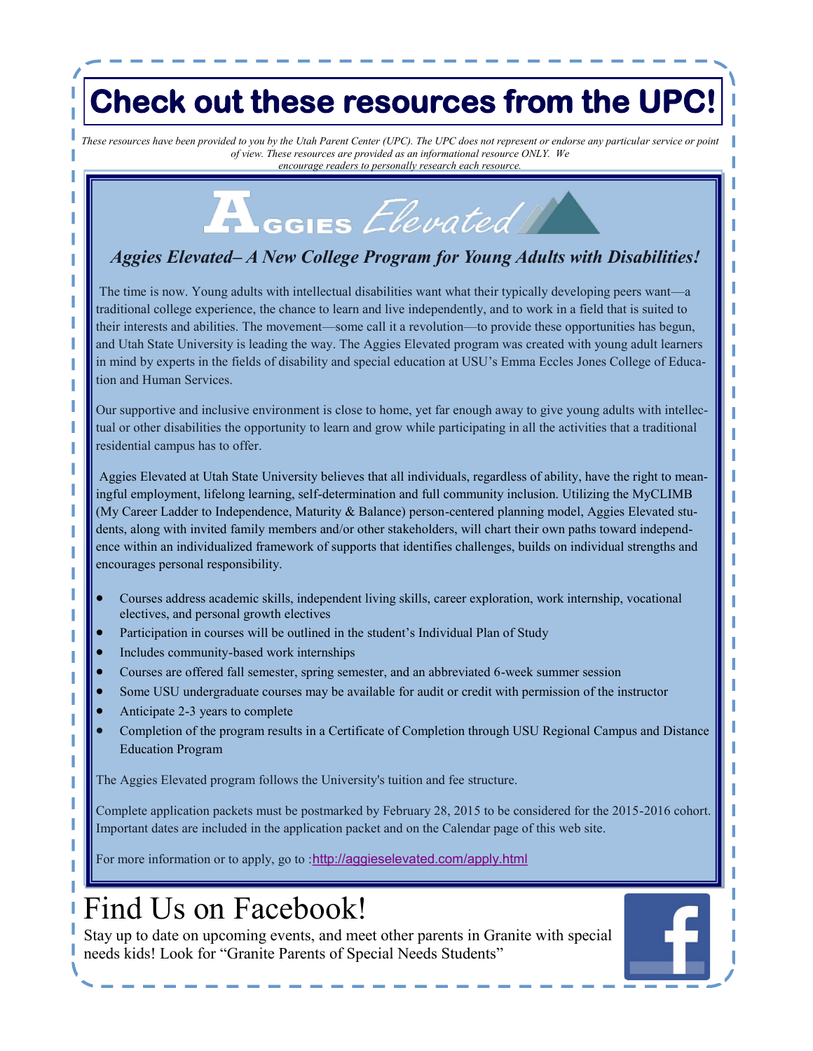# Check out these resources from the UPC!

*These resources have been provided to you by the Utah Parent Center (UPC). The UPC does not represent or endorse any particular service or point of view. These resources are provided as an informational resource ONLY. We encourage readers to personally research each resource.*

AGGIES Elevated

## *Aggies Elevated– A New College Program for Young Adults with Disabilities!*

The time is now. Young adults with intellectual disabilities want what their typically developing peers want—a traditional college experience, the chance to learn and live independently, and to work in a field that is suited to their interests and abilities. The movement—some call it a revolution—to provide these opportunities has begun, and Utah State University is leading the way. The Aggies Elevated program was created with young adult learners in mind by experts in the fields of disability and special education at USU's Emma Eccles Jones College of Education and Human Services.

Our supportive and inclusive environment is close to home, yet far enough away to give young adults with intellectual or other disabilities the opportunity to learn and grow while participating in all the activities that a traditional residential campus has to offer.

Aggies Elevated at Utah State University believes that all individuals, regardless of ability, have the right to meaningful employment, lifelong learning, self-determination and full community inclusion. Utilizing the MyCLIMB (My Career Ladder to Independence, Maturity & Balance) person-centered planning model, Aggies Elevated students, along with invited family members and/or other stakeholders, will chart their own paths toward independence within an individualized framework of supports that identifies challenges, builds on individual strengths and encourages personal responsibility.

- Courses address academic skills, independent living skills, career exploration, work internship, vocational electives, and personal growth electives
- Participation in courses will be outlined in the student's Individual Plan of Study
- Includes community-based work internships
- Courses are offered fall semester, spring semester, and an abbreviated 6-week summer session
- Some USU undergraduate courses may be available for audit or credit with permission of the instructor
- Anticipate 2-3 years to complete
- Completion of the program results in a Certificate of Completion through USU Regional Campus and Distance Education Program

The Aggies Elevated program follows the University's tuition and fee structure.

Complete application packets must be postmarked by February 28, 2015 to be considered for the 2015-2016 cohort. Important dates are included in the application packet and on the Calendar page of this web site.

For more information or to apply, go to :http://aggieselevated.com/apply.html

# Find Us on Facebook!

Stay up to date on upcoming events, and meet other parents in Granite with special needs kids! Look for "Granite Parents of Special Needs Students"